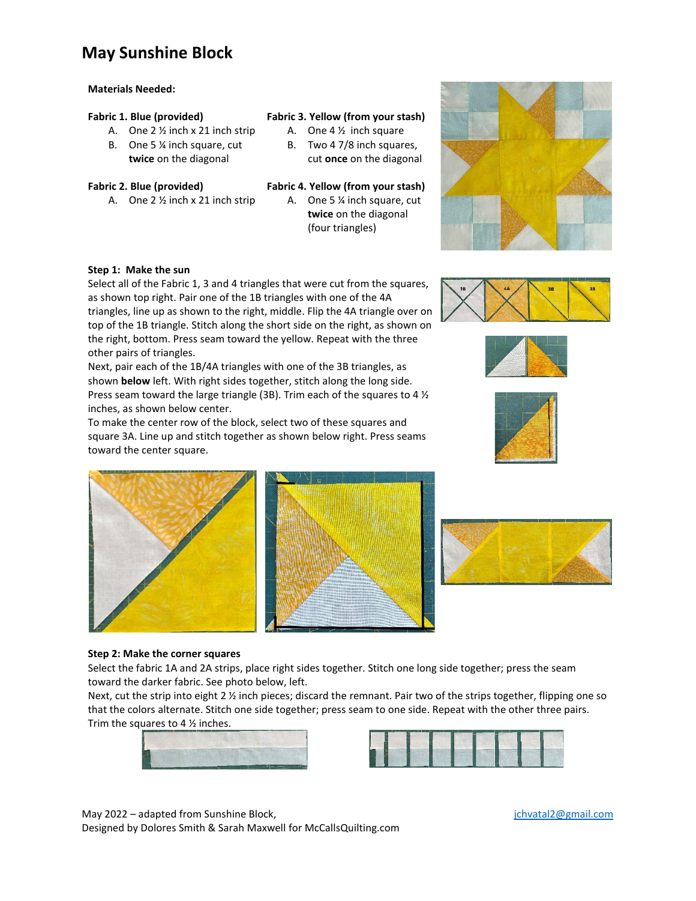# May Sunshine Block

**Materials Needed:**

**Fabric 1. Blue (provided)**

A. One 2 ½ inch x 21 inch strip
B. One 5 ¼ inch square, cut **twice** on the diagonal

**Fabric 2. Blue (provided)**

A. One 2 ½ inch x 21 inch strip

**Fabric 3. Yellow (from your stash)**

A. One 4 ½ inch square
B. Two 4 7/8 inch squares, cut **once** on the diagonal

**Fabric 4. Yellow (from your stash)**

A. One 5 ¼ inch square, cut **twice** on the diagonal (four triangles)

**Step 1: Make the sun**

Select all of the Fabric 1, 3 and 4 triangles that were cut from the squares, as shown top right. Pair one of the 1B triangles with one of the 4A triangles, line up as shown to the right, middle. Flip the 4A triangle over on top of the 1B triangle. Stitch along the short side on the right, as shown on the right, bottom. Press seam toward the yellow. Repeat with the three other pairs of triangles.

Next, pair each of the 1B/4A triangles with one of the 3B triangles, as shown **below** left. With right sides together, stitch along the long side. Press seam toward the large triangle (3B). Trim each of the squares to 4 ½ inches, as shown below center.

To make the center row of the block, select two of these squares and square 3A. Line up and stitch together as shown below right. Press seams toward the center square.

**Step 2: Make the corner squares**

Select the fabric 1A and 2A strips, place right sides together. Stitch one long side together; press the seam toward the darker fabric. See photo below, left.

Next, cut the strip into eight 2 ½ inch pieces; discard the remnant. Pair two of the strips together, flipping one so that the colors alternate. Stitch one side together; press seam to one side. Repeat with the other three pairs. Trim the squares to 4 ½ inches.

May 2022 – adapted from Sunshine Block,
Designed by Dolores Smith & Sarah Maxwell for McCallsQuilting.com

jchvatal2@gmail.com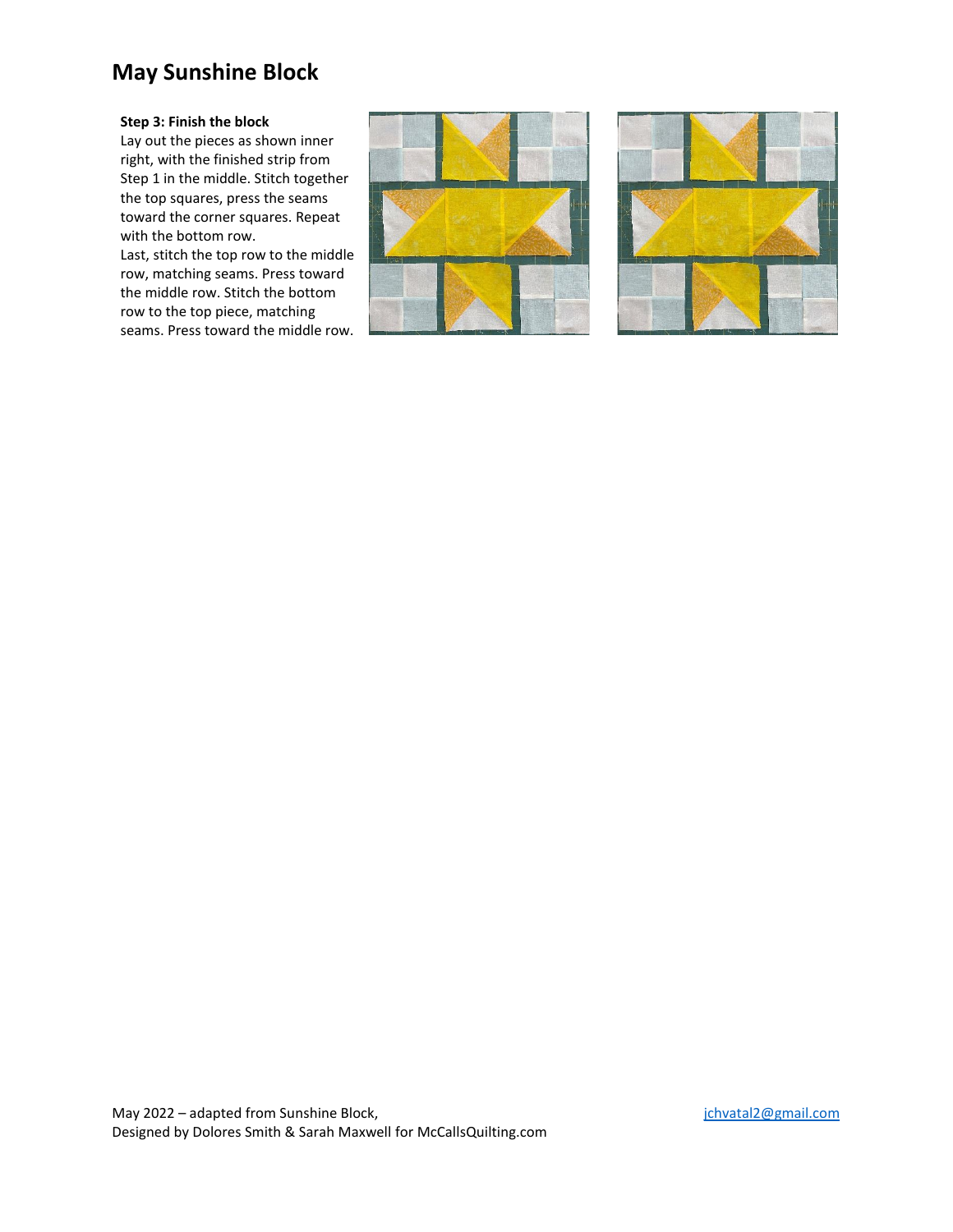# May Sunshine Block

**Step 3: Finish the block**

Lay out the pieces as shown inner right, with the finished strip from Step 1 in the middle. Stitch together the top squares, press the seams toward the corner squares. Repeat with the bottom row.

Last, stitch the top row to the middle row, matching seams. Press toward the middle row. Stitch the bottom row to the top piece, matching seams. Press toward the middle row.

May 2022 – adapted from Sunshine Block,
Designed by Dolores Smith & Sarah Maxwell for McCallsQuilting.com

jchvatal2@gmail.com